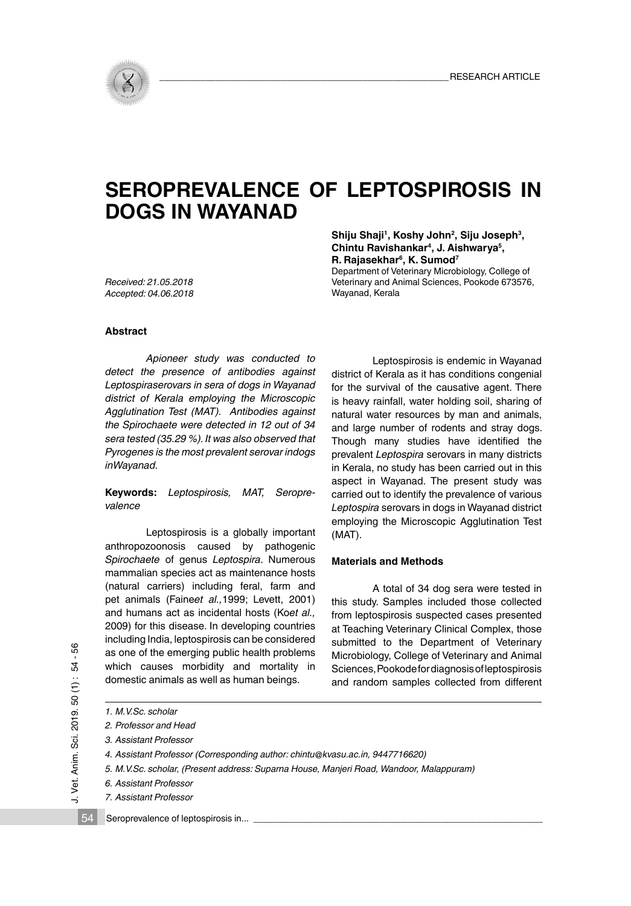RESEARCH ARTICLE

# SEROPREVALENCE OF LEPTOSPIROSIS IN DOGS IN WAYANAD

**Shiju Shaji[1], Koshy John[2], Siju Joseph[3], Chintu Ravishankar[4], J. Aishwarya[5], R. Rajasekhar[6], K. Sumod[7]**

Department of Veterinary Microbiology, College of Veterinary and Animal Sciences, Pookode 673576, Wayanad, Kerala

*Received: 21.05.2018*
*Accepted: 04.06.2018*

### Abstract

*Apioneer study was conducted to detect the presence of antibodies against Leptospiraserovars in sera of dogs in Wayanad district of Kerala employing the Microscopic Agglutination Test (MAT). Antibodies against the Spirochaete were detected in 12 out of 34 sera tested (35.29 %). It was also observed that Pyrogenes is the most prevalent serovar indogs inWayanad.*

**Keywords:** *Leptospirosis, MAT, Seroprevalence*

Leptospirosis is a globally important anthropozoonosis caused by pathogenic *Spirochaete* of genus *Leptospira*. Numerous mammalian species act as maintenance hosts (natural carriers) including feral, farm and pet animals (Faine*et al.,*1999; Levett, 2001) and humans act as incidental hosts (Ko*et al.,* 2009) for this disease. In developing countries including India, leptospirosis can be considered as one of the emerging public health problems which causes morbidity and mortality in domestic animals as well as human beings.

Leptospirosis is endemic in Wayanad district of Kerala as it has conditions congenial for the survival of the causative agent. There is heavy rainfall, water holding soil, sharing of natural water resources by man and animals, and large number of rodents and stray dogs. Though many studies have identified the prevalent *Leptospira* serovars in many districts in Kerala, no study has been carried out in this aspect in Wayanad. The present study was carried out to identify the prevalence of various *Leptospira* serovars in dogs in Wayanad district employing the Microscopic Agglutination Test (MAT).

### Materials and Methods

A total of 34 dog sera were tested in this study. Samples included those collected from leptospirosis suspected cases presented at Teaching Veterinary Clinical Complex, those submitted to the Department of Veterinary Microbiology, College of Veterinary and Animal Sciences, Pookodefordiagnosisofleptospirosis and random samples collected from different

---

*1. M.V.Sc. scholar*

*2. Professor and Head*

*3. Assistant Professor*

*4. Assistant Professor (Corresponding author: chintu@kvasu.ac.in, 9447716620)*

*5. M.V.Sc. scholar, (Present address: Suparna House, Manjeri Road, Wandoor, Malappuram)*

*6. Assistant Professor*

*7. Assistant Professor*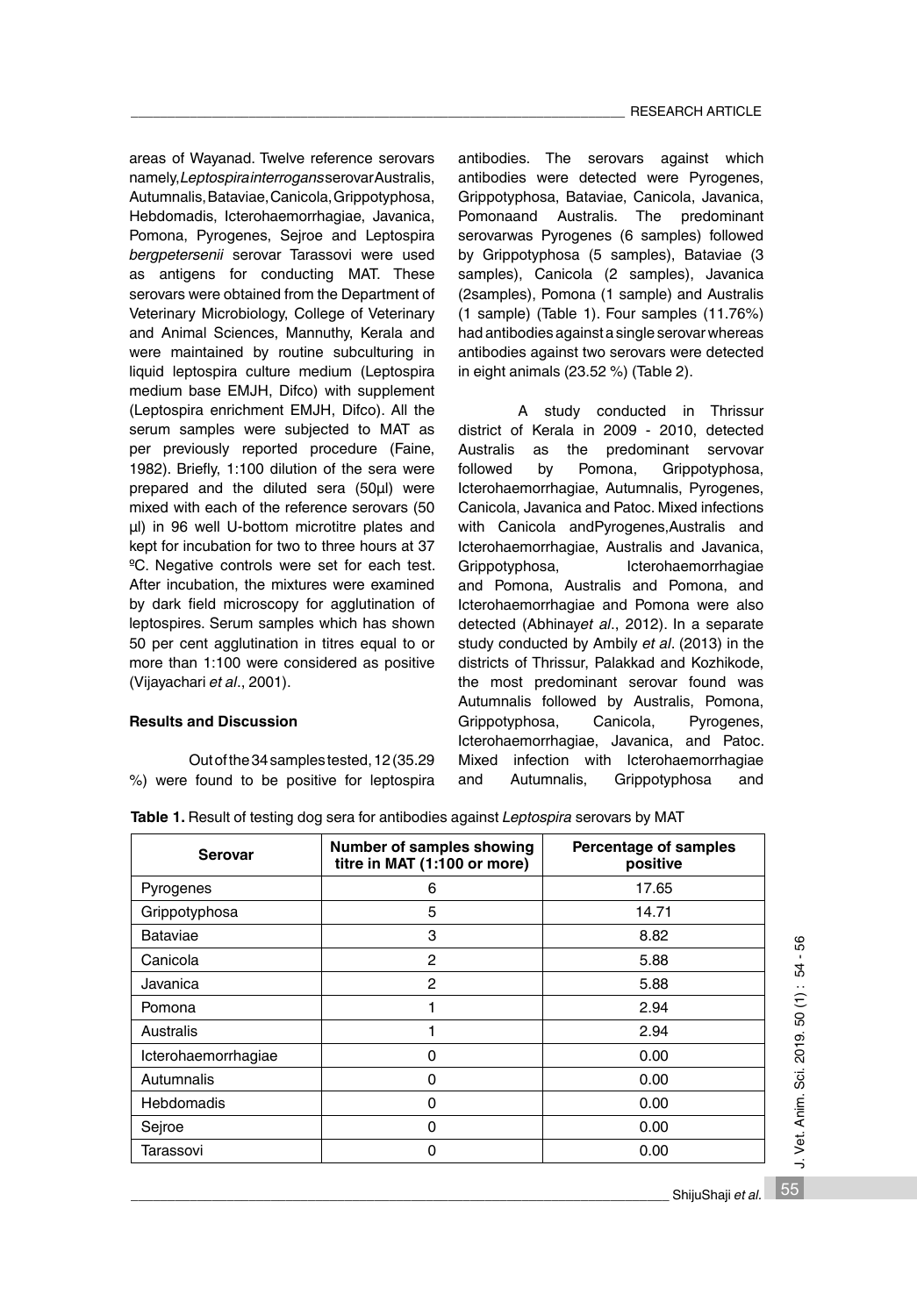areas of Wayanad. Twelve reference serovars namely, *Leptospira interrogans* serovar Australis, Autumnalis, Bataviae, Canicola, Grippotyphosa, Hebdomadis, Icterohaemorrhagiae, Javanica, Pomona, Pyrogenes, Sejroe and Leptospira *bergpetersenii* serovar Tarassovi were used as antigens for conducting MAT. These serovars were obtained from the Department of Veterinary Microbiology, College of Veterinary and Animal Sciences, Mannuthy, Kerala and were maintained by routine subculturing in liquid leptospira culture medium (Leptospira medium base EMJH, Difco) with supplement (Leptospira enrichment EMJH, Difco). All the serum samples were subjected to MAT as per previously reported procedure (Faine, 1982). Briefly, 1:100 dilution of the sera were prepared and the diluted sera (50µl) were mixed with each of the reference serovars (50 µl) in 96 well U-bottom microtitre plates and kept for incubation for two to three hours at 37 ºC. Negative controls were set for each test. After incubation, the mixtures were examined by dark field microscopy for agglutination of leptospires. Serum samples which has shown 50 per cent agglutination in titres equal to or more than 1:100 were considered as positive (Vijayachari *et al*., 2001).

**Results and Discussion**

Out of the 34 samples tested, 12 (35.29 %) were found to be positive for leptospira antibodies. The serovars against which antibodies were detected were Pyrogenes, Grippotyphosa, Bataviae, Canicola, Javanica, Pomonaand Australis. The predominant serovarwas Pyrogenes (6 samples) followed by Grippotyphosa (5 samples), Bataviae (3 samples), Canicola (2 samples), Javanica (2samples), Pomona (1 sample) and Australis (1 sample) (Table 1). Four samples (11.76%) had antibodies against a single serovar whereas antibodies against two serovars were detected in eight animals (23.52 %) (Table 2).

A study conducted in Thrissur district of Kerala in 2009 - 2010, detected Australis as the predominant servovar followed by Pomona, Grippotyphosa, Icterohaemorrhagiae, Autumnalis, Pyrogenes, Canicola, Javanica and Patoc. Mixed infections with Canicola andPyrogenes,Australis and Icterohaemorrhagiae, Australis and Javanica, Grippotyphosa, Icterohaemorrhagiae and Pomona, Australis and Pomona, and Icterohaemorrhagiae and Pomona were also detected (Abhinay*et al*., 2012). In a separate study conducted by Ambily *et al*. (2013) in the districts of Thrissur, Palakkad and Kozhikode, the most predominant serovar found was Autumnalis followed by Australis, Pomona, Grippotyphosa, Canicola, Pyrogenes, Icterohaemorrhagiae, Javanica, and Patoc. Mixed infection with Icterohaemorrhagiae and Autumnalis, Grippotyphosa and

**Table 1.** Result of testing dog sera for antibodies against *Leptospira* serovars by MAT

| Serovar | Number of samples showing titre in MAT (1:100 or more) | Percentage of samples positive |
|---|---|---|
| Pyrogenes | 6 | 17.65 |
| Grippotyphosa | 5 | 14.71 |
| Bataviae | 3 | 8.82 |
| Canicola | 2 | 5.88 |
| Javanica | 2 | 5.88 |
| Pomona | 1 | 2.94 |
| Australis | 1 | 2.94 |
| Icterohaemorrhagiae | 0 | 0.00 |
| Autumnalis | 0 | 0.00 |
| Hebdomadis | 0 | 0.00 |
| Sejroe | 0 | 0.00 |
| Tarassovi | 0 | 0.00 |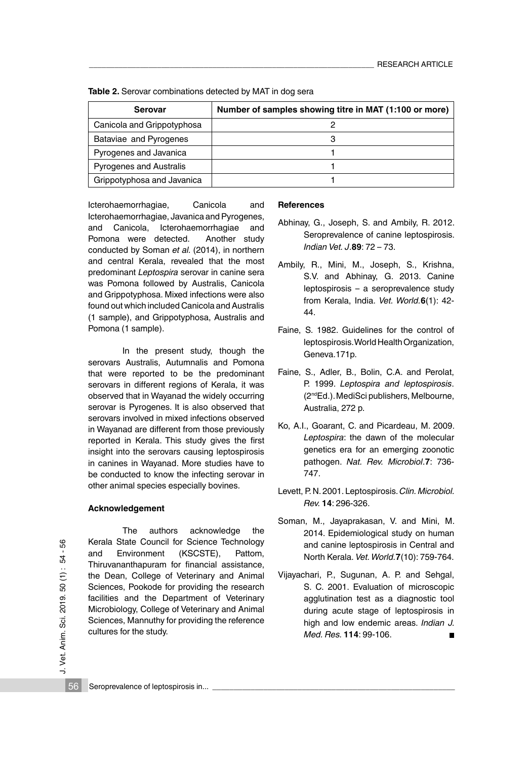**Table 2.** Serovar combinations detected by MAT in dog sera

| Serovar | Number of samples showing titre in MAT (1:100 or more) |
| --- | --- |
| Canicola and Grippotyphosa | 2 |
| Bataviae and Pyrogenes | 3 |
| Pyrogenes and Javanica | 1 |
| Pyrogenes and Australis | 1 |
| Grippotyphosa and Javanica | 1 |

Icterohaemorrhagiae, Canicola and Icterohaemorrhagiae, Javanica and Pyrogenes, and Canicola, Icterohaemorrhagiae and Pomona were detected. Another study conducted by Soman *et al.* (2014), in northern and central Kerala, revealed that the most predominant *Leptospira* serovar in canine sera was Pomona followed by Australis, Canicola and Grippotyphosa. Mixed infections were also found out which included Canicola and Australis (1 sample), and Grippotyphosa, Australis and Pomona (1 sample).

In the present study, though the serovars Australis, Autumnalis and Pomona that were reported to be the predominant serovars in different regions of Kerala, it was observed that in Wayanad the widely occurring serovar is Pyrogenes. It is also observed that serovars involved in mixed infections observed in Wayanad are different from those previously reported in Kerala. This study gives the first insight into the serovars causing leptospirosis in canines in Wayanad. More studies have to be conducted to know the infecting serovar in other animal species especially bovines.

**Acknowledgement**

The authors acknowledge the Kerala State Council for Science Technology and Environment (KSCSTE), Pattom, Thiruvananthapuram for financial assistance, the Dean, College of Veterinary and Animal Sciences, Pookode for providing the research facilities and the Department of Veterinary Microbiology, College of Veterinary and Animal Sciences, Mannuthy for providing the reference cultures for the study.

**References**

Abhinay, G., Joseph, S. and Ambily, R. 2012. Seroprevalence of canine leptospirosis. *Indian Vet. J.* **89**: 72 – 73.

Ambily, R., Mini, M., Joseph, S., Krishna, S.V. and Abhinay, G. 2013. Canine leptospirosis – a seroprevalence study from Kerala, India. *Vet. World.* **6**(1): 42-44.

Faine, S. 1982. Guidelines for the control of leptospirosis. World Health Organization, Geneva.171p.

Faine, S., Adler, B., Bolin, C.A. and Perolat, P. 1999. *Leptospira and leptospirosis*. (2nd Ed.). MediSci publishers, Melbourne, Australia, 272 p.

Ko, A.I., Goarant, C. and Picardeau, M. 2009. *Leptospira*: the dawn of the molecular genetics era for an emerging zoonotic pathogen. *Nat. Rev. Microbiol.* **7**: 736-747.

Levett, P. N. 2001. Leptospirosis. *Clin. Microbiol. Rev.* **14**: 296-326.

Soman, M., Jayaprakasan, V. and Mini, M. 2014. Epidemiological study on human and canine leptospirosis in Central and North Kerala. *Vet. World.* **7**(10): 759-764.

Vijayachari, P., Sugunan, A. P. and Sehgal, S. C. 2001. Evaluation of microscopic agglutination test as a diagnostic tool during acute stage of leptospirosis in high and low endemic areas. *Indian J. Med. Res.* **114**: 99-106.